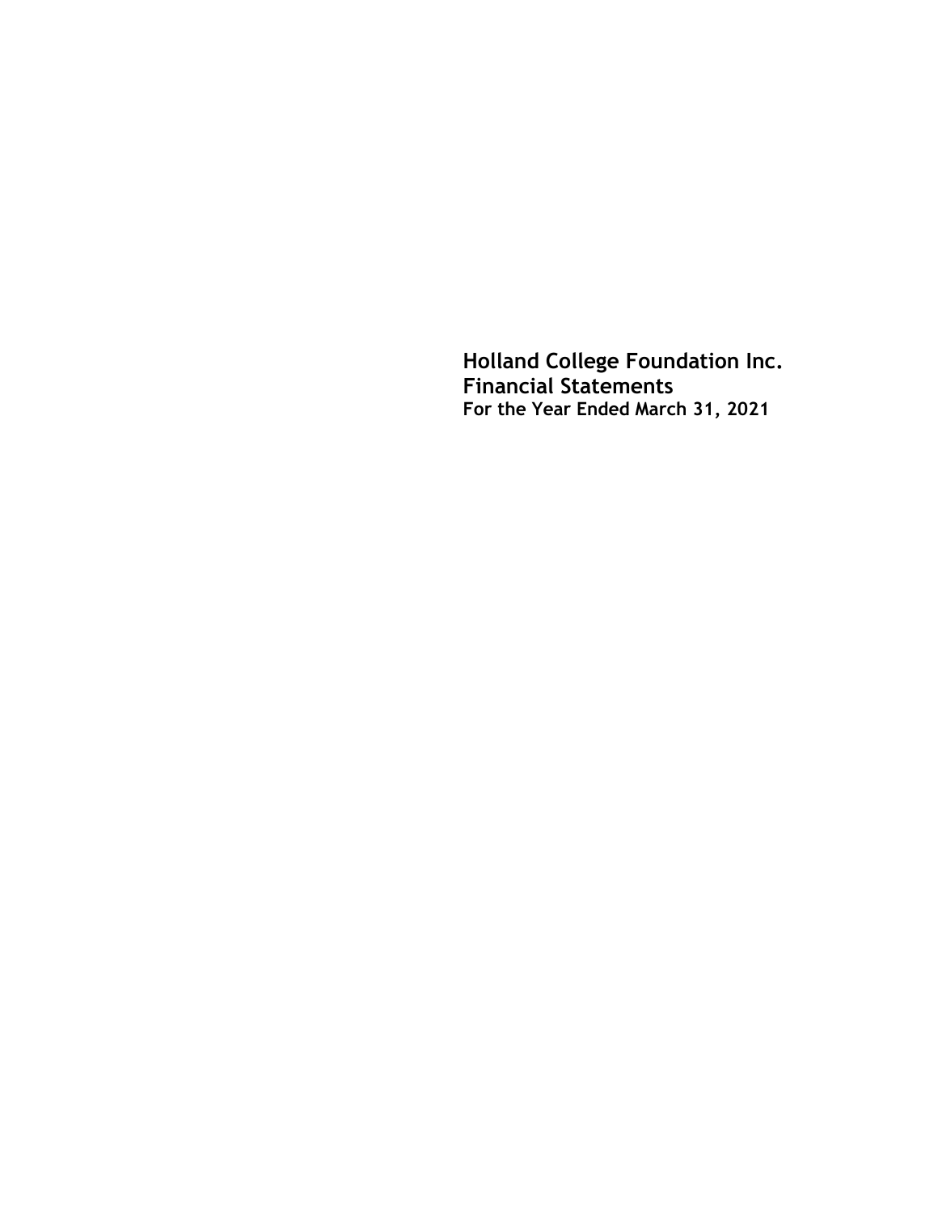# Holland College Foundation Inc.
## Financial Statements
**For the Year Ended March 31, 2021**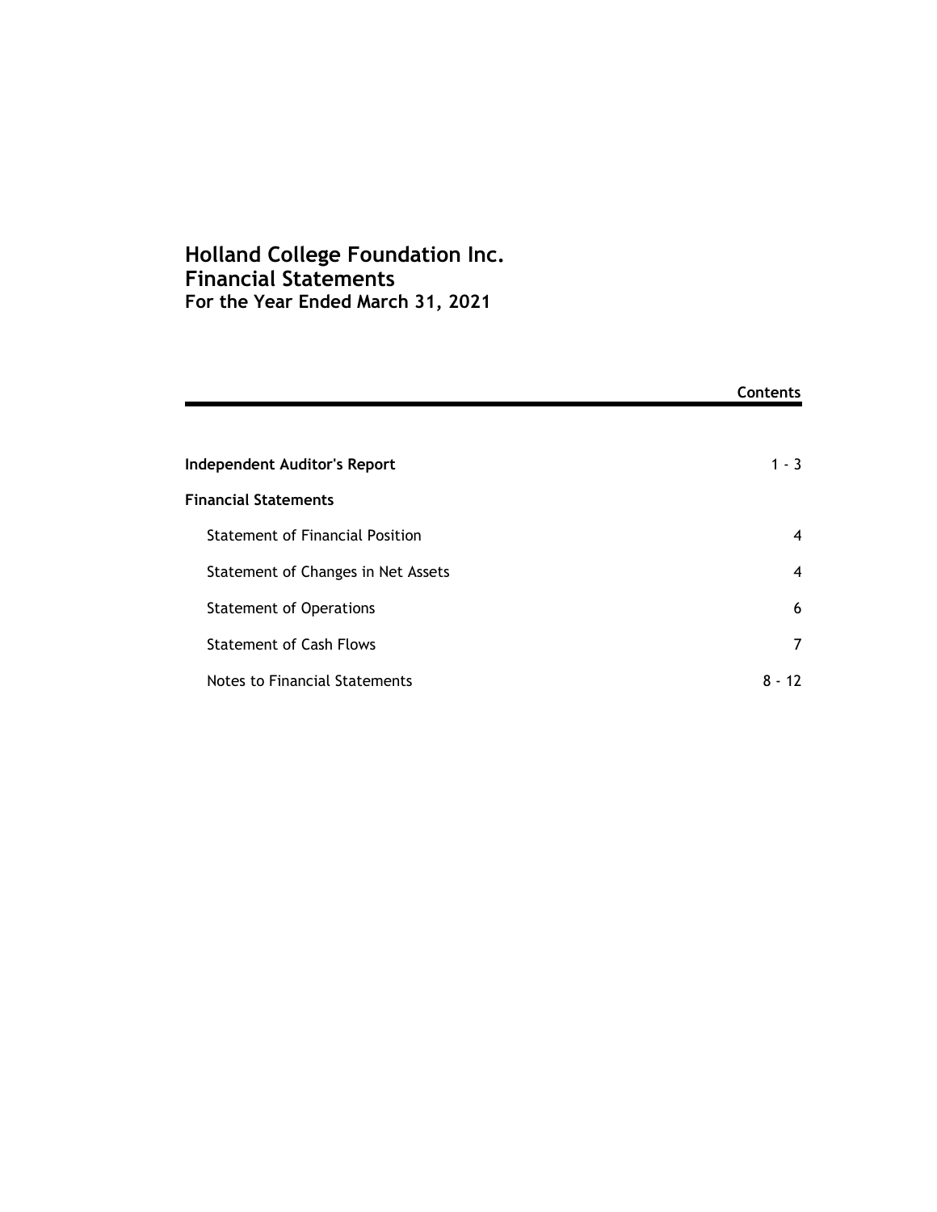# Holland College Foundation Inc.
# Financial Statements
### For the Year Ended March 31, 2021

| | Contents |
|---|---|
| **Independent Auditor's Report** | 1 - 3 |
| **Financial Statements** | |
| Statement of Financial Position | 4 |
| Statement of Changes in Net Assets | 4 |
| Statement of Operations | 6 |
| Statement of Cash Flows | 7 |
| Notes to Financial Statements | 8 - 12 |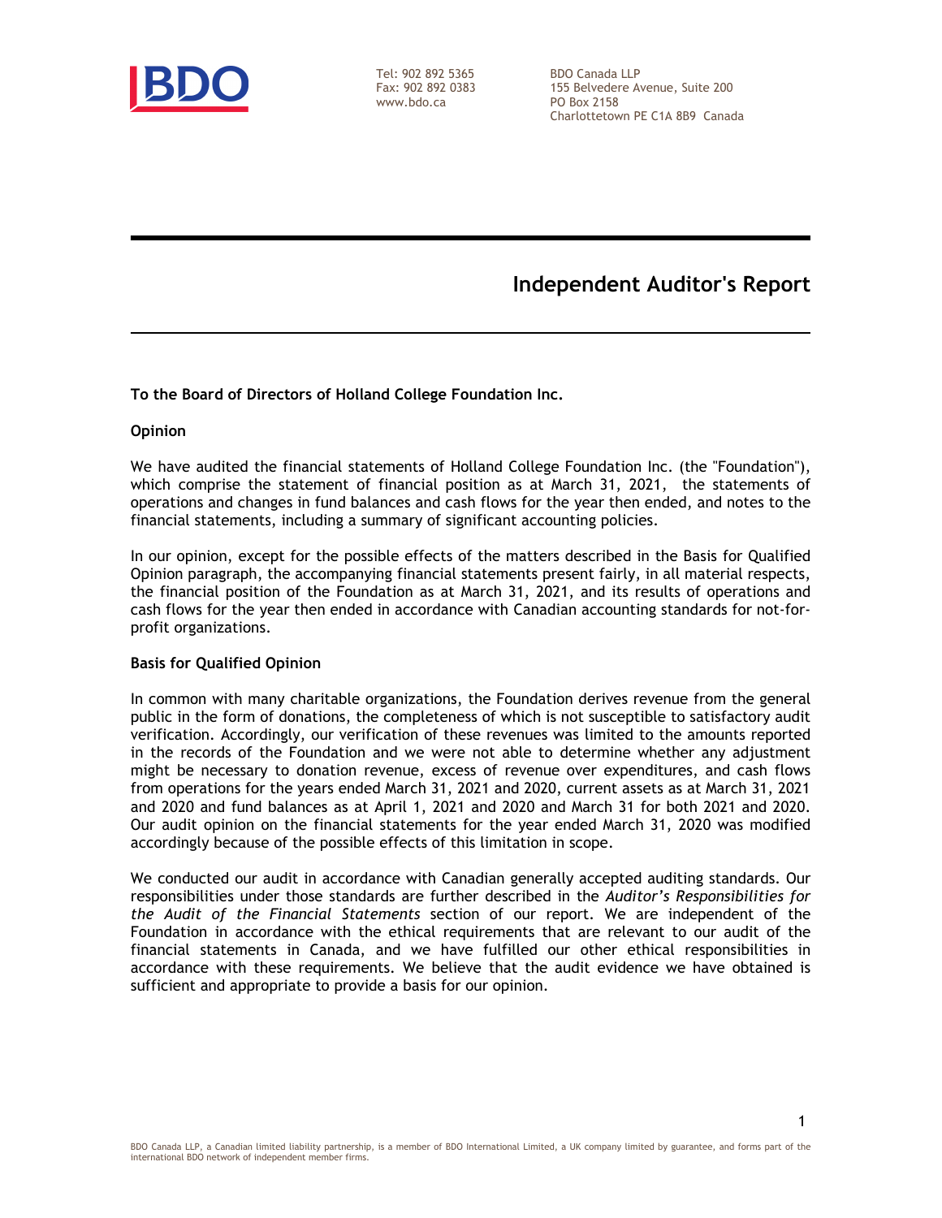Tel: 902 892 5365
Fax: 902 892 0383
www.bdo.ca

BDO Canada LLP
155 Belvedere Avenue, Suite 200
PO Box 2158
Charlottetown PE C1A 8B9 Canada

# Independent Auditor's Report

**To the Board of Directors of Holland College Foundation Inc.**

**Opinion**

We have audited the financial statements of Holland College Foundation Inc. (the "Foundation"), which comprise the statement of financial position as at March 31, 2021, the statements of operations and changes in fund balances and cash flows for the year then ended, and notes to the financial statements, including a summary of significant accounting policies.

In our opinion, except for the possible effects of the matters described in the Basis for Qualified Opinion paragraph, the accompanying financial statements present fairly, in all material respects, the financial position of the Foundation as at March 31, 2021, and its results of operations and cash flows for the year then ended in accordance with Canadian accounting standards for not-for-profit organizations.

**Basis for Qualified Opinion**

In common with many charitable organizations, the Foundation derives revenue from the general public in the form of donations, the completeness of which is not susceptible to satisfactory audit verification. Accordingly, our verification of these revenues was limited to the amounts reported in the records of the Foundation and we were not able to determine whether any adjustment might be necessary to donation revenue, excess of revenue over expenditures, and cash flows from operations for the years ended March 31, 2021 and 2020, current assets as at March 31, 2021 and 2020 and fund balances as at April 1, 2021 and 2020 and March 31 for both 2021 and 2020. Our audit opinion on the financial statements for the year ended March 31, 2020 was modified accordingly because of the possible effects of this limitation in scope.

We conducted our audit in accordance with Canadian generally accepted auditing standards. Our responsibilities under those standards are further described in the *Auditor's Responsibilities for the Audit of the Financial Statements* section of our report. We are independent of the Foundation in accordance with the ethical requirements that are relevant to our audit of the financial statements in Canada, and we have fulfilled our other ethical responsibilities in accordance with these requirements. We believe that the audit evidence we have obtained is sufficient and appropriate to provide a basis for our opinion.

BDO Canada LLP, a Canadian limited liability partnership, is a member of BDO International Limited, a UK company limited by guarantee, and forms part of the international BDO network of independent member firms.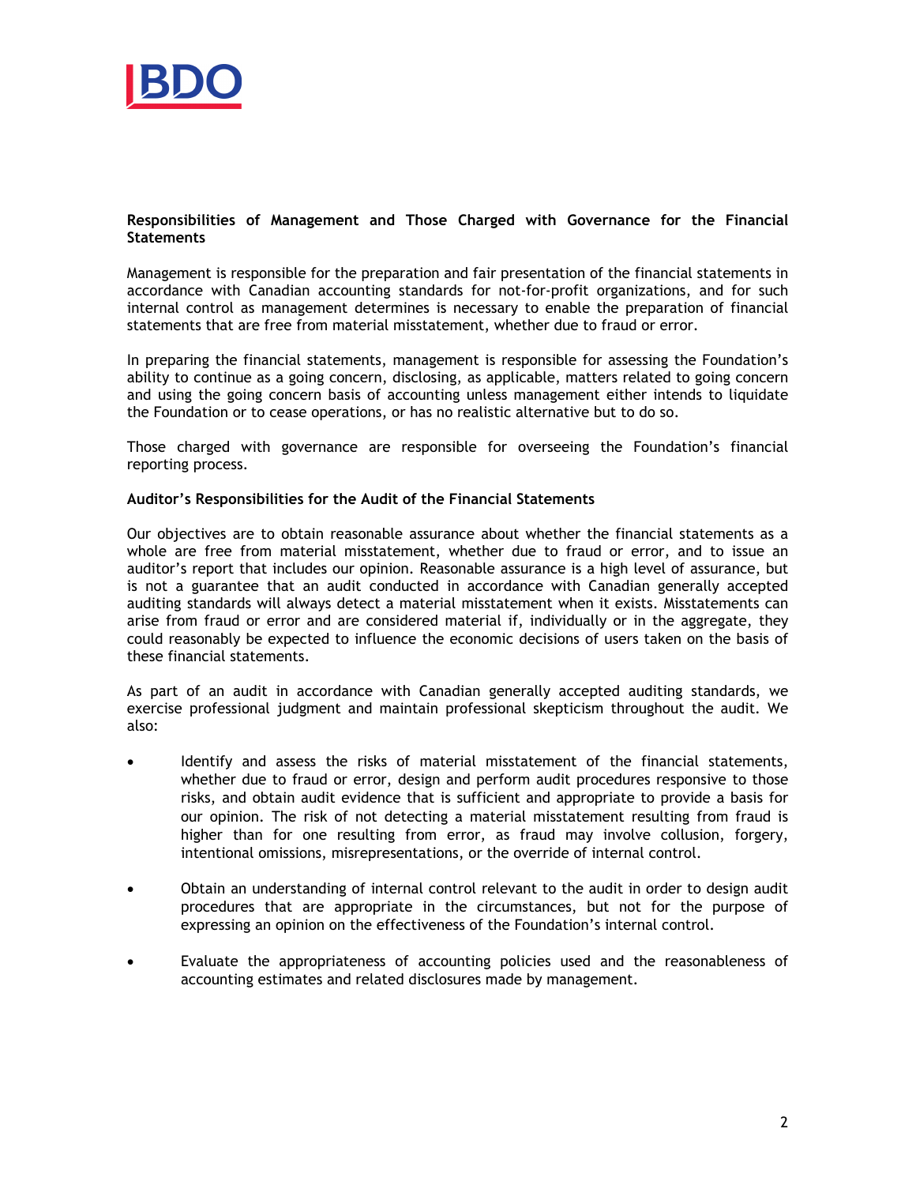**Responsibilities of Management and Those Charged with Governance for the Financial Statements**

Management is responsible for the preparation and fair presentation of the financial statements in accordance with Canadian accounting standards for not-for-profit organizations, and for such internal control as management determines is necessary to enable the preparation of financial statements that are free from material misstatement, whether due to fraud or error.

In preparing the financial statements, management is responsible for assessing the Foundation's ability to continue as a going concern, disclosing, as applicable, matters related to going concern and using the going concern basis of accounting unless management either intends to liquidate the Foundation or to cease operations, or has no realistic alternative but to do so.

Those charged with governance are responsible for overseeing the Foundation's financial reporting process.

**Auditor's Responsibilities for the Audit of the Financial Statements**

Our objectives are to obtain reasonable assurance about whether the financial statements as a whole are free from material misstatement, whether due to fraud or error, and to issue an auditor's report that includes our opinion. Reasonable assurance is a high level of assurance, but is not a guarantee that an audit conducted in accordance with Canadian generally accepted auditing standards will always detect a material misstatement when it exists. Misstatements can arise from fraud or error and are considered material if, individually or in the aggregate, they could reasonably be expected to influence the economic decisions of users taken on the basis of these financial statements.

As part of an audit in accordance with Canadian generally accepted auditing standards, we exercise professional judgment and maintain professional skepticism throughout the audit. We also:

- Identify and assess the risks of material misstatement of the financial statements, whether due to fraud or error, design and perform audit procedures responsive to those risks, and obtain audit evidence that is sufficient and appropriate to provide a basis for our opinion. The risk of not detecting a material misstatement resulting from fraud is higher than for one resulting from error, as fraud may involve collusion, forgery, intentional omissions, misrepresentations, or the override of internal control.

- Obtain an understanding of internal control relevant to the audit in order to design audit procedures that are appropriate in the circumstances, but not for the purpose of expressing an opinion on the effectiveness of the Foundation's internal control.

- Evaluate the appropriateness of accounting policies used and the reasonableness of accounting estimates and related disclosures made by management.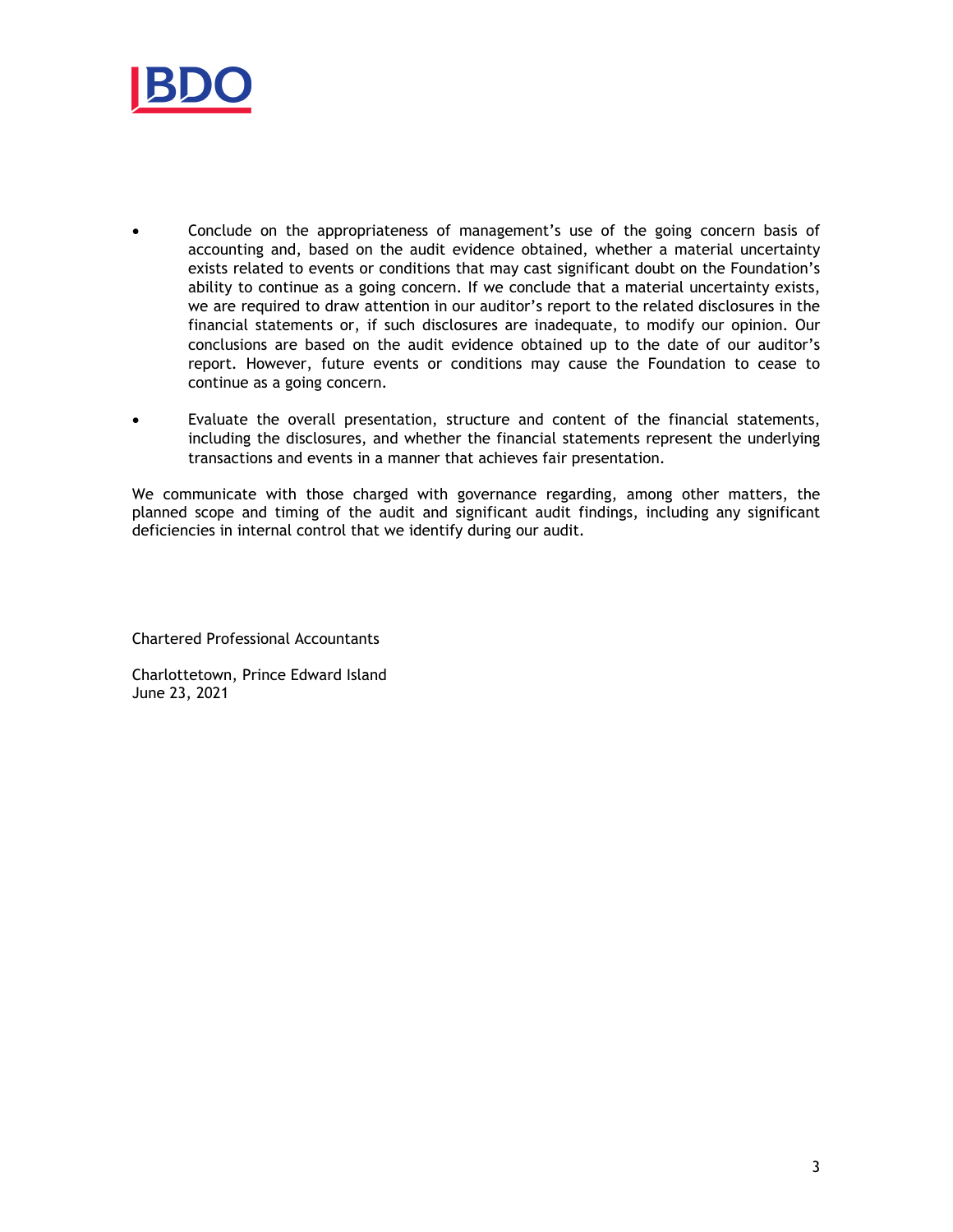- Conclude on the appropriateness of management's use of the going concern basis of accounting and, based on the audit evidence obtained, whether a material uncertainty exists related to events or conditions that may cast significant doubt on the Foundation's ability to continue as a going concern. If we conclude that a material uncertainty exists, we are required to draw attention in our auditor's report to the related disclosures in the financial statements or, if such disclosures are inadequate, to modify our opinion. Our conclusions are based on the audit evidence obtained up to the date of our auditor's report. However, future events or conditions may cause the Foundation to cease to continue as a going concern.

- Evaluate the overall presentation, structure and content of the financial statements, including the disclosures, and whether the financial statements represent the underlying transactions and events in a manner that achieves fair presentation.

We communicate with those charged with governance regarding, among other matters, the planned scope and timing of the audit and significant audit findings, including any significant deficiencies in internal control that we identify during our audit.

Chartered Professional Accountants

Charlottetown, Prince Edward Island
June 23, 2021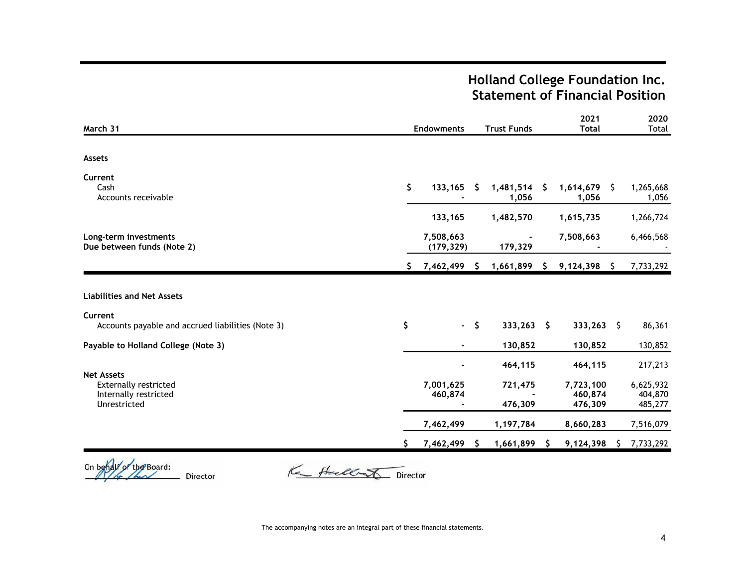# Holland College Foundation Inc.
## Statement of Financial Position

| March 31 | Endowments | Trust Funds | 2021 Total | 2020 Total |
|---|---|---|---|---|
| **Assets** | | | | |
| **Current** | | | | |
| Cash | $ 133,165 | $ 1,481,514 | $ 1,614,679 | $ 1,265,668 |
| Accounts receivable | - | 1,056 | 1,056 | 1,056 |
| | 133,165 | 1,482,570 | 1,615,735 | 1,266,724 |
| **Long-term investments** | 7,508,663 | - | 7,508,663 | 6,466,568 |
| **Due between funds (Note 2)** | (179,329) | 179,329 | - | - |
| | $ 7,462,499 | $ 1,661,899 | $ 9,124,398 | $ 7,733,292 |
| **Liabilities and Net Assets** | | | | |
| **Current** | | | | |
| Accounts payable and accrued liabilities (Note 3) | $ - | $ 333,263 | $ 333,263 | $ 86,361 |
| **Payable to Holland College (Note 3)** | - | 130,852 | 130,852 | 130,852 |
| | - | 464,115 | 464,115 | 217,213 |
| **Net Assets** | | | | |
| Externally restricted | 7,001,625 | 721,475 | 7,723,100 | 6,625,932 |
| Internally restricted | 460,874 | - | 460,874 | 404,870 |
| Unrestricted | - | 476,309 | 476,309 | 485,277 |
| | 7,462,499 | 1,197,784 | 8,660,283 | 7,516,079 |
| | $ 7,462,499 | $ 1,661,899 | $ 9,124,398 | $ 7,733,292 |

On behalf of the Board:

_______________ Director        _______________ Director

The accompanying notes are an integral part of these financial statements.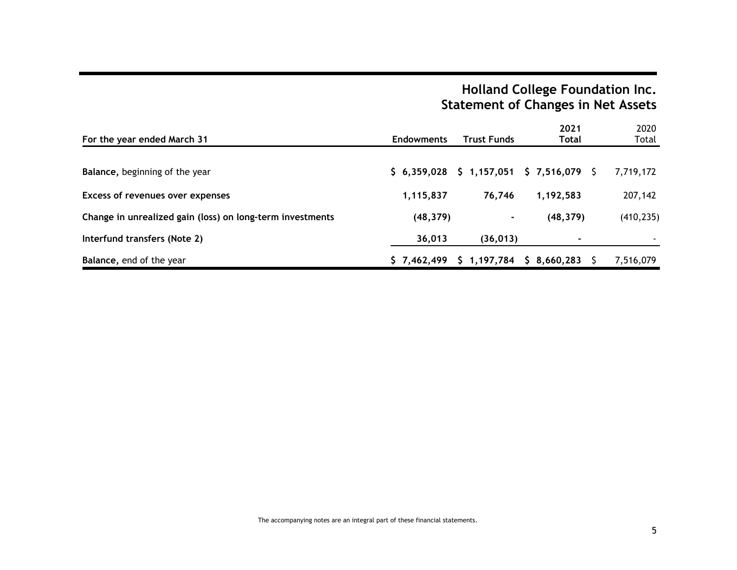# Holland College Foundation Inc.
## Statement of Changes in Net Assets

| For the year ended March 31 | Endowments | Trust Funds | 2021 Total | 2020 Total |
|---|---|---|---|---|
| **Balance**, beginning of the year | $ 6,359,028 | $ 1,157,051 | $ 7,516,079 | $ 7,719,172 |
| **Excess of revenues over expenses** | 1,115,837 | 76,746 | 1,192,583 | 207,142 |
| **Change in unrealized gain (loss) on long-term investments** | (48,379) | - | (48,379) | (410,235) |
| **Interfund transfers (Note 2)** | 36,013 | (36,013) | - | - |
| **Balance**, end of the year | $ 7,462,499 | $ 1,197,784 | $ 8,660,283 | $ 7,516,079 |

The accompanying notes are an integral part of these financial statements.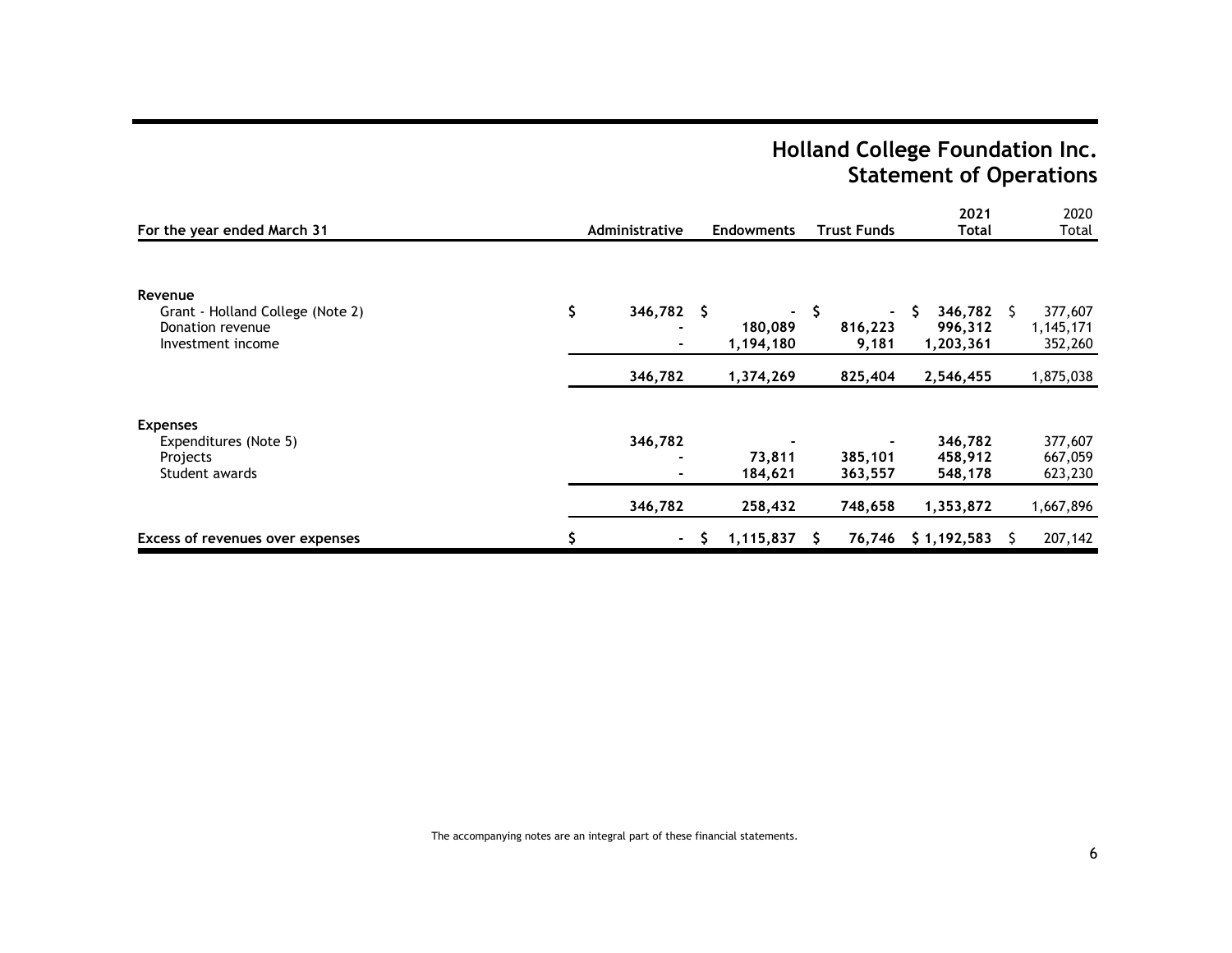# Holland College Foundation Inc.
## Statement of Operations

| For the year ended March 31 | Administrative | Endowments | Trust Funds | 2021 Total | 2020 Total |
|---|---|---|---|---|---|
| **Revenue** | | | | | |
| Grant - Holland College (Note 2) | $ 346,782 | $ - | $ - | $ 346,782 | $ 377,607 |
| Donation revenue | - | 180,089 | 816,223 | 996,312 | 1,145,171 |
| Investment income | - | 1,194,180 | 9,181 | 1,203,361 | 352,260 |
| | 346,782 | 1,374,269 | 825,404 | 2,546,455 | 1,875,038 |
| **Expenses** | | | | | |
| Expenditures (Note 5) | 346,782 | - | - | 346,782 | 377,607 |
| Projects | - | 73,811 | 385,101 | 458,912 | 667,059 |
| Student awards | - | 184,621 | 363,557 | 548,178 | 623,230 |
| | 346,782 | 258,432 | 748,658 | 1,353,872 | 1,667,896 |
| **Excess of revenues over expenses** | $ - | $ 1,115,837 | $ 76,746 | $ 1,192,583 | $ 207,142 |

The accompanying notes are an integral part of these financial statements.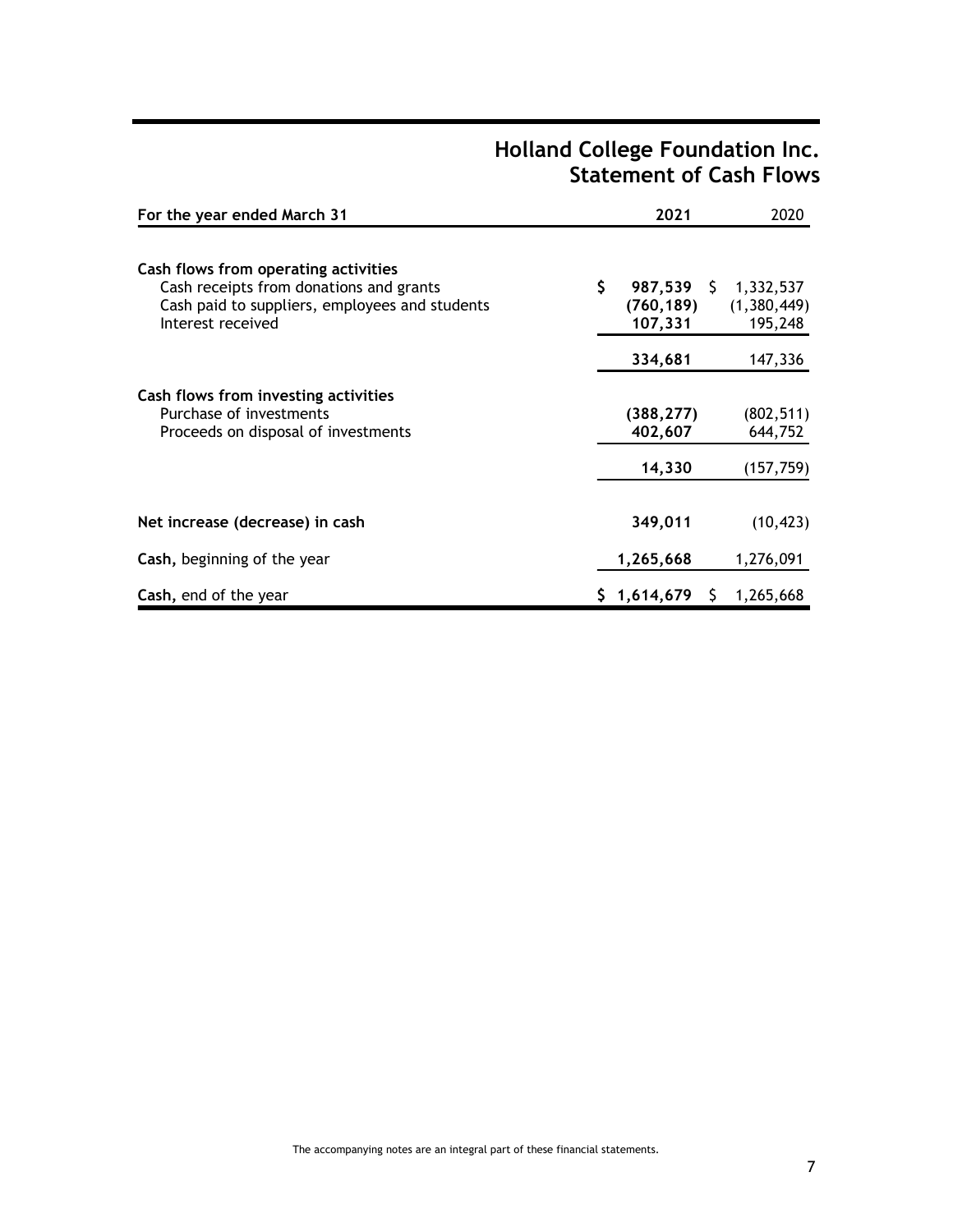# Holland College Foundation Inc.
## Statement of Cash Flows

| For the year ended March 31 | 2021 | 2020 |
|---|---|---|
| **Cash flows from operating activities** | | |
| Cash receipts from donations and grants | $ **987,539** | $ 1,332,537 |
| Cash paid to suppliers, employees and students | **(760,189)** | (1,380,449) |
| Interest received | **107,331** | 195,248 |
| | **334,681** | 147,336 |
| **Cash flows from investing activities** | | |
| Purchase of investments | **(388,277)** | (802,511) |
| Proceeds on disposal of investments | **402,607** | 644,752 |
| | **14,330** | (157,759) |
| **Net increase (decrease) in cash** | **349,011** | (10,423) |
| **Cash,** beginning of the year | **1,265,668** | 1,276,091 |
| **Cash,** end of the year | $ **1,614,679** | $ 1,265,668 |

The accompanying notes are an integral part of these financial statements.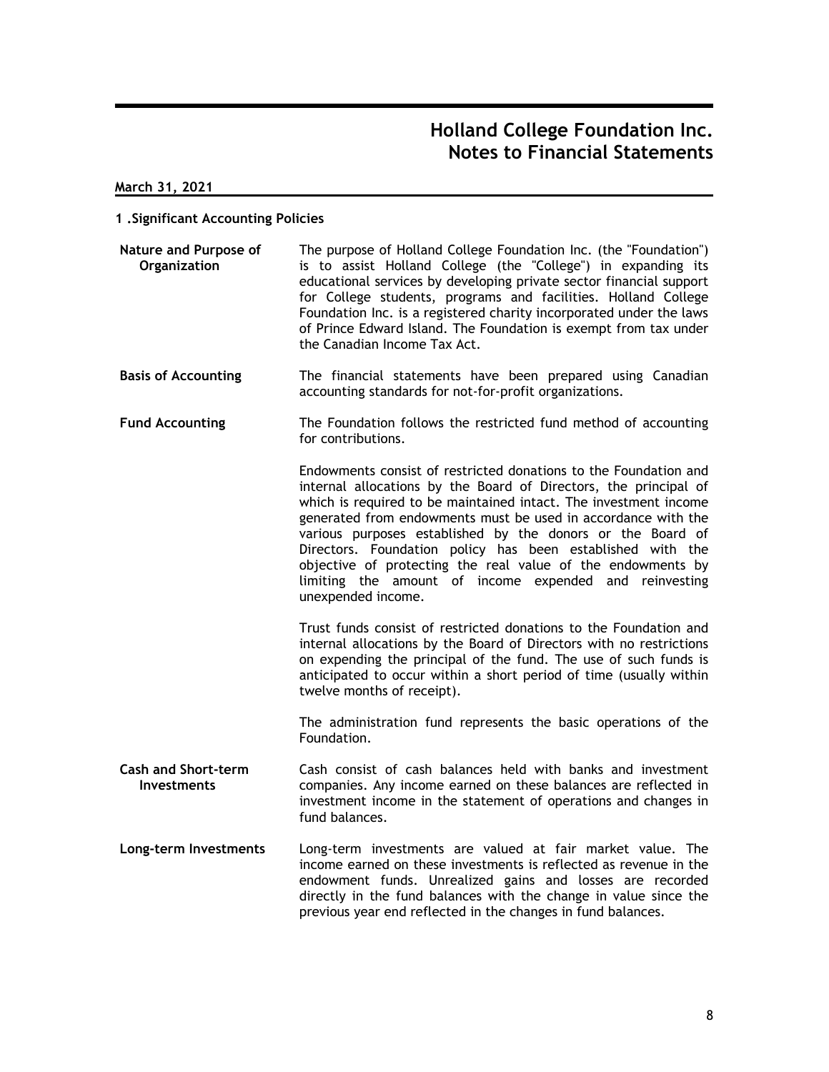# Holland College Foundation Inc.
## Notes to Financial Statements

**March 31, 2021**

### 1 .Significant Accounting Policies

**Nature and Purpose of Organization**

The purpose of Holland College Foundation Inc. (the "Foundation") is to assist Holland College (the "College") in expanding its educational services by developing private sector financial support for College students, programs and facilities. Holland College Foundation Inc. is a registered charity incorporated under the laws of Prince Edward Island. The Foundation is exempt from tax under the Canadian Income Tax Act.

**Basis of Accounting**

The financial statements have been prepared using Canadian accounting standards for not-for-profit organizations.

**Fund Accounting**

The Foundation follows the restricted fund method of accounting for contributions.

Endowments consist of restricted donations to the Foundation and internal allocations by the Board of Directors, the principal of which is required to be maintained intact. The investment income generated from endowments must be used in accordance with the various purposes established by the donors or the Board of Directors. Foundation policy has been established with the objective of protecting the real value of the endowments by limiting the amount of income expended and reinvesting unexpended income.

Trust funds consist of restricted donations to the Foundation and internal allocations by the Board of Directors with no restrictions on expending the principal of the fund. The use of such funds is anticipated to occur within a short period of time (usually within twelve months of receipt).

The administration fund represents the basic operations of the Foundation.

**Cash and Short-term Investments**

Cash consist of cash balances held with banks and investment companies. Any income earned on these balances are reflected in investment income in the statement of operations and changes in fund balances.

**Long-term Investments**

Long-term investments are valued at fair market value. The income earned on these investments is reflected as revenue in the endowment funds. Unrealized gains and losses are recorded directly in the fund balances with the change in value since the previous year end reflected in the changes in fund balances.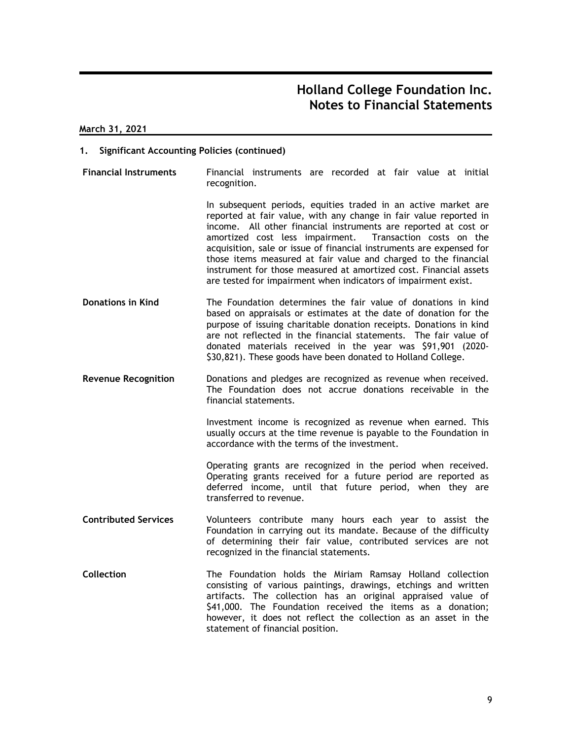## 1. Significant Accounting Policies (continued)

**Financial Instruments**

Financial instruments are recorded at fair value at initial recognition.

In subsequent periods, equities traded in an active market are reported at fair value, with any change in fair value reported in income. All other financial instruments are reported at cost or amortized cost less impairment. Transaction costs on the acquisition, sale or issue of financial instruments are expensed for those items measured at fair value and charged to the financial instrument for those measured at amortized cost. Financial assets are tested for impairment when indicators of impairment exist.

**Donations in Kind**

The Foundation determines the fair value of donations in kind based on appraisals or estimates at the date of donation for the purpose of issuing charitable donation receipts. Donations in kind are not reflected in the financial statements. The fair value of donated materials received in the year was $91,901 (2020- $30,821). These goods have been donated to Holland College.

**Revenue Recognition**

Donations and pledges are recognized as revenue when received. The Foundation does not accrue donations receivable in the financial statements.

Investment income is recognized as revenue when earned. This usually occurs at the time revenue is payable to the Foundation in accordance with the terms of the investment.

Operating grants are recognized in the period when received. Operating grants received for a future period are reported as deferred income, until that future period, when they are transferred to revenue.

**Contributed Services**

Volunteers contribute many hours each year to assist the Foundation in carrying out its mandate. Because of the difficulty of determining their fair value, contributed services are not recognized in the financial statements.

**Collection**

The Foundation holds the Miriam Ramsay Holland collection consisting of various paintings, drawings, etchings and written artifacts. The collection has an original appraised value of $41,000. The Foundation received the items as a donation; however, it does not reflect the collection as an asset in the statement of financial position.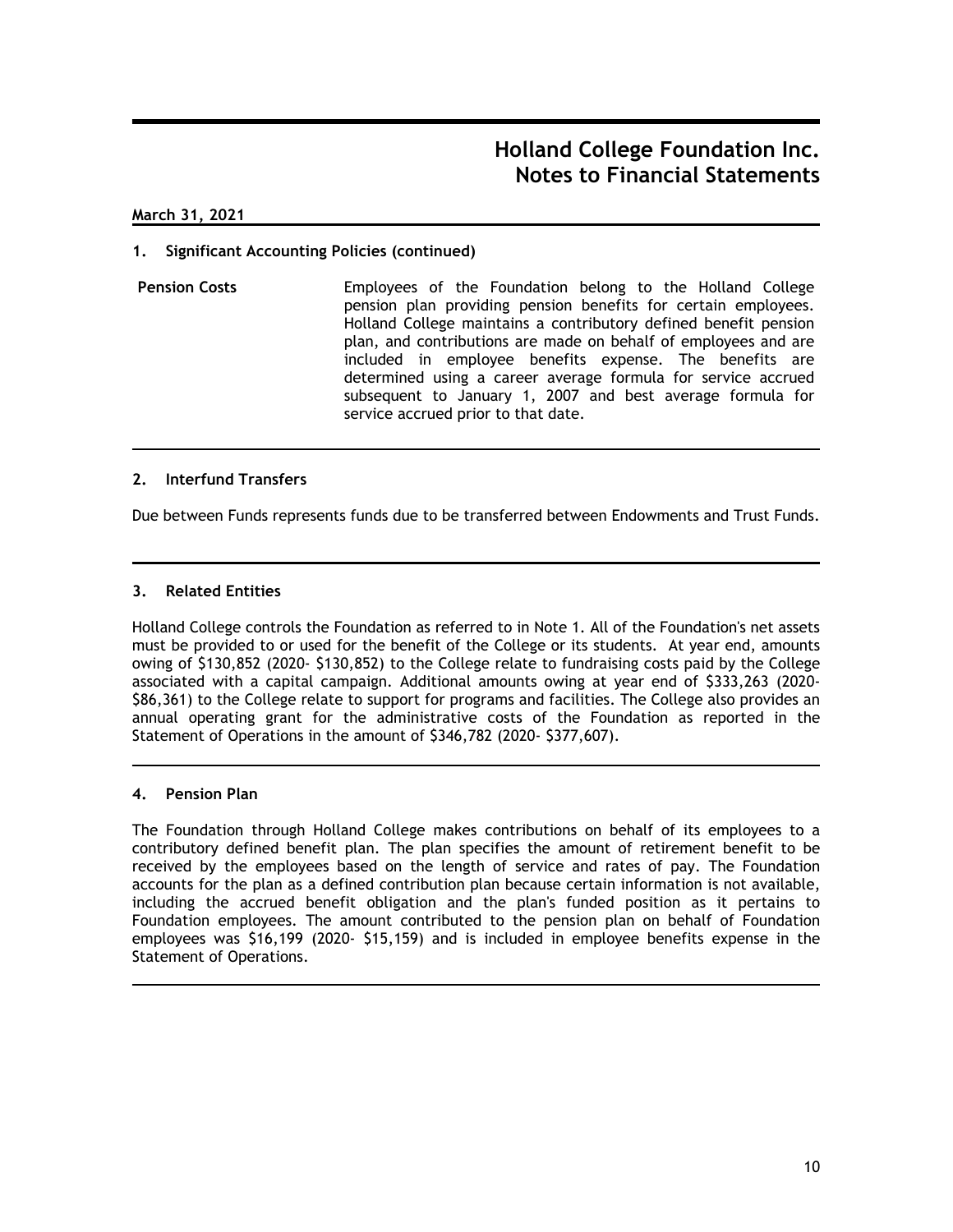# Holland College Foundation Inc.
# Notes to Financial Statements

**March 31, 2021**

## 1. Significant Accounting Policies (continued)

**Pension Costs**

Employees of the Foundation belong to the Holland College pension plan providing pension benefits for certain employees. Holland College maintains a contributory defined benefit pension plan, and contributions are made on behalf of employees and are included in employee benefits expense. The benefits are determined using a career average formula for service accrued subsequent to January 1, 2007 and best average formula for service accrued prior to that date.

## 2. Interfund Transfers

Due between Funds represents funds due to be transferred between Endowments and Trust Funds.

## 3. Related Entities

Holland College controls the Foundation as referred to in Note 1. All of the Foundation's net assets must be provided to or used for the benefit of the College or its students. At year end, amounts owing of $130,852 (2020- $130,852) to the College relate to fundraising costs paid by the College associated with a capital campaign. Additional amounts owing at year end of $333,263 (2020- $86,361) to the College relate to support for programs and facilities. The College also provides an annual operating grant for the administrative costs of the Foundation as reported in the Statement of Operations in the amount of $346,782 (2020- $377,607).

## 4. Pension Plan

The Foundation through Holland College makes contributions on behalf of its employees to a contributory defined benefit plan. The plan specifies the amount of retirement benefit to be received by the employees based on the length of service and rates of pay. The Foundation accounts for the plan as a defined contribution plan because certain information is not available, including the accrued benefit obligation and the plan's funded position as it pertains to Foundation employees. The amount contributed to the pension plan on behalf of Foundation employees was $16,199 (2020- $15,159) and is included in employee benefits expense in the Statement of Operations.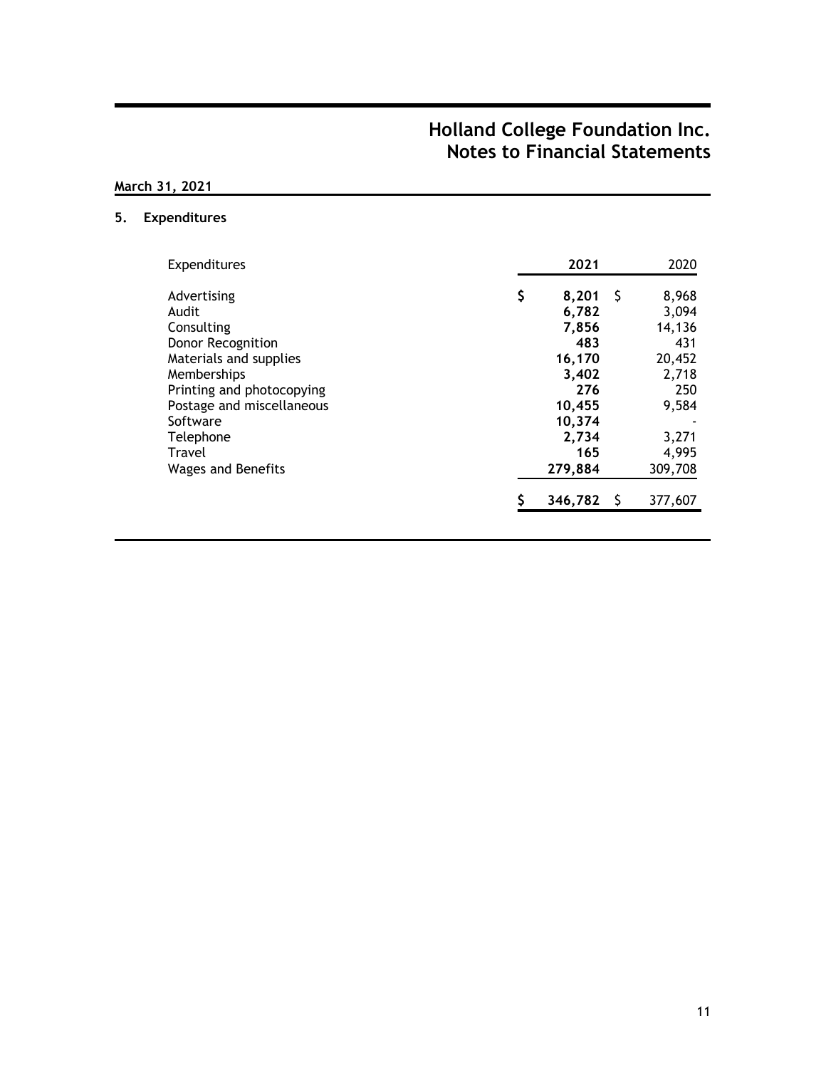# Holland College Foundation Inc.
# Notes to Financial Statements

**March 31, 2021**

## 5. Expenditures

| Expenditures | 2021 | 2020 |
|---|---|---|
| Advertising | **$ 8,201** | $ 8,968 |
| Audit | **6,782** | 3,094 |
| Consulting | **7,856** | 14,136 |
| Donor Recognition | **483** | 431 |
| Materials and supplies | **16,170** | 20,452 |
| Memberships | **3,402** | 2,718 |
| Printing and photocopying | **276** | 250 |
| Postage and miscellaneous | **10,455** | 9,584 |
| Software | **10,374** | - |
| Telephone | **2,734** | 3,271 |
| Travel | **165** | 4,995 |
| Wages and Benefits | **279,884** | 309,708 |
| | **$ 346,782** | $ 377,607 |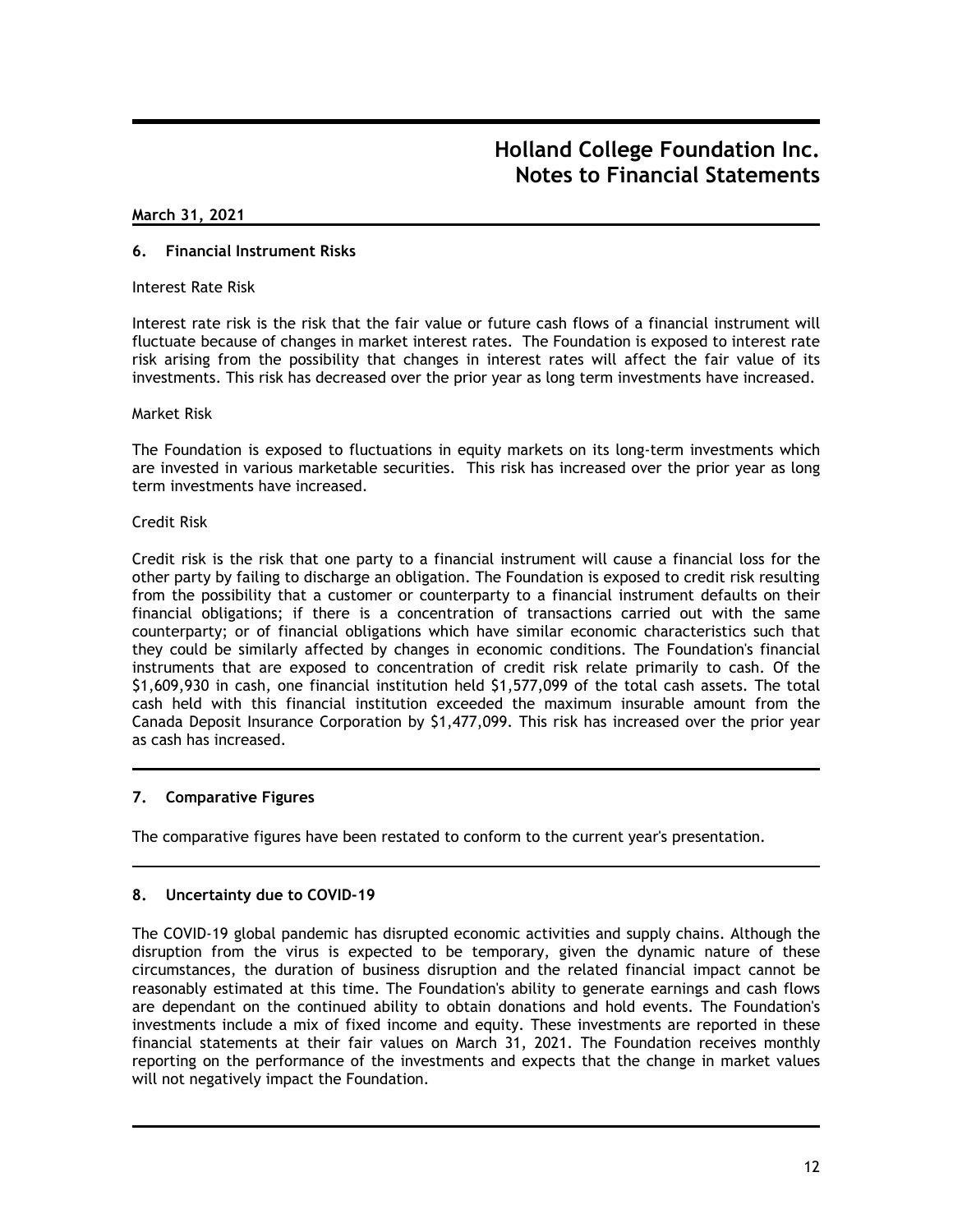# Holland College Foundation Inc.
# Notes to Financial Statements

**March 31, 2021**

### 6. Financial Instrument Risks

Interest Rate Risk

Interest rate risk is the risk that the fair value or future cash flows of a financial instrument will fluctuate because of changes in market interest rates. The Foundation is exposed to interest rate risk arising from the possibility that changes in interest rates will affect the fair value of its investments. This risk has decreased over the prior year as long term investments have increased.

Market Risk

The Foundation is exposed to fluctuations in equity markets on its long-term investments which are invested in various marketable securities. This risk has increased over the prior year as long term investments have increased.

Credit Risk

Credit risk is the risk that one party to a financial instrument will cause a financial loss for the other party by failing to discharge an obligation. The Foundation is exposed to credit risk resulting from the possibility that a customer or counterparty to a financial instrument defaults on their financial obligations; if there is a concentration of transactions carried out with the same counterparty; or of financial obligations which have similar economic characteristics such that they could be similarly affected by changes in economic conditions. The Foundation's financial instruments that are exposed to concentration of credit risk relate primarily to cash. Of the $1,609,930 in cash, one financial institution held $1,577,099 of the total cash assets. The total cash held with this financial institution exceeded the maximum insurable amount from the Canada Deposit Insurance Corporation by $1,477,099. This risk has increased over the prior year as cash has increased.

### 7. Comparative Figures

The comparative figures have been restated to conform to the current year's presentation.

### 8. Uncertainty due to COVID-19

The COVID-19 global pandemic has disrupted economic activities and supply chains. Although the disruption from the virus is expected to be temporary, given the dynamic nature of these circumstances, the duration of business disruption and the related financial impact cannot be reasonably estimated at this time. The Foundation's ability to generate earnings and cash flows are dependant on the continued ability to obtain donations and hold events. The Foundation's investments include a mix of fixed income and equity. These investments are reported in these financial statements at their fair values on March 31, 2021. The Foundation receives monthly reporting on the performance of the investments and expects that the change in market values will not negatively impact the Foundation.